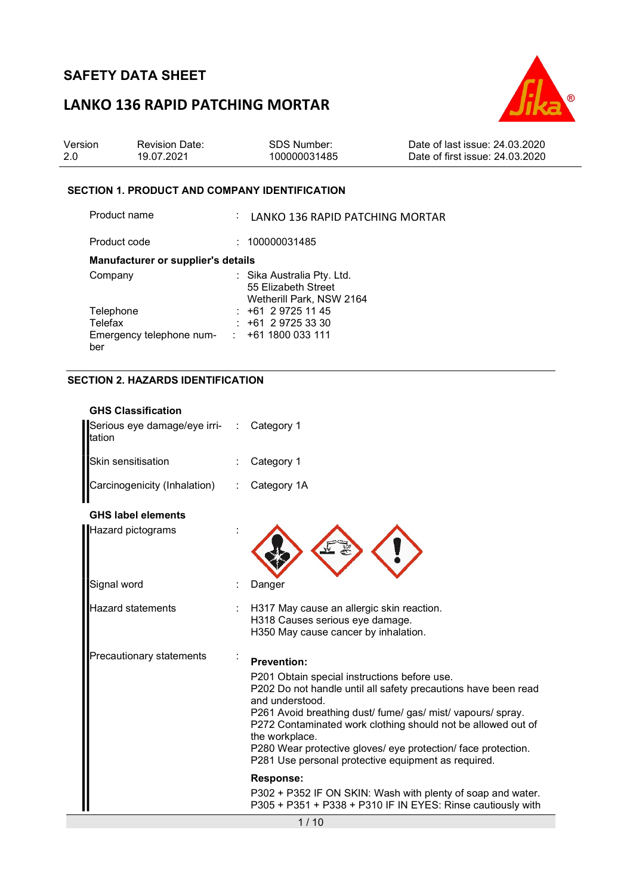# SAFETY DATA SHEET

## LANKO 136 RAPID PATCHING MORTAR

| Version | Revision Date: | SDS Number: | Date of last issue: 24.03.2020 |
|---|---|---|---|
| 2.0 | 19.07.2021 | 100000031485 | Date of first issue: 24.03.2020 |

### SECTION 1. PRODUCT AND COMPANY IDENTIFICATION

Product name : LANKO 136 RAPID PATCHING MORTAR

Product code : 100000031485

**Manufacturer or supplier's details**

Company : Sika Australia Pty. Ltd.
55 Elizabeth Street
Wetherill Park, NSW 2164

Telephone : +61 2 9725 11 45

Telefax : +61 2 9725 33 30

Emergency telephone number : +61 1800 033 111

### SECTION 2. HAZARDS IDENTIFICATION

**GHS Classification**

Serious eye damage/eye irritation : Category 1

Skin sensitisation : Category 1

Carcinogenicity (Inhalation) : Category 1A

**GHS label elements**

Hazard pictograms :

Signal word : Danger

Hazard statements : H317 May cause an allergic skin reaction.
H318 Causes serious eye damage.
H350 May cause cancer by inhalation.

Precautionary statements :

**Prevention:**

P201 Obtain special instructions before use.
P202 Do not handle until all safety precautions have been read and understood.
P261 Avoid breathing dust/ fume/ gas/ mist/ vapours/ spray.
P272 Contaminated work clothing should not be allowed out of the workplace.
P280 Wear protective gloves/ eye protection/ face protection.
P281 Use personal protective equipment as required.

**Response:**

P302 + P352 IF ON SKIN: Wash with plenty of soap and water.
P305 + P351 + P338 + P310 IF IN EYES: Rinse cautiously with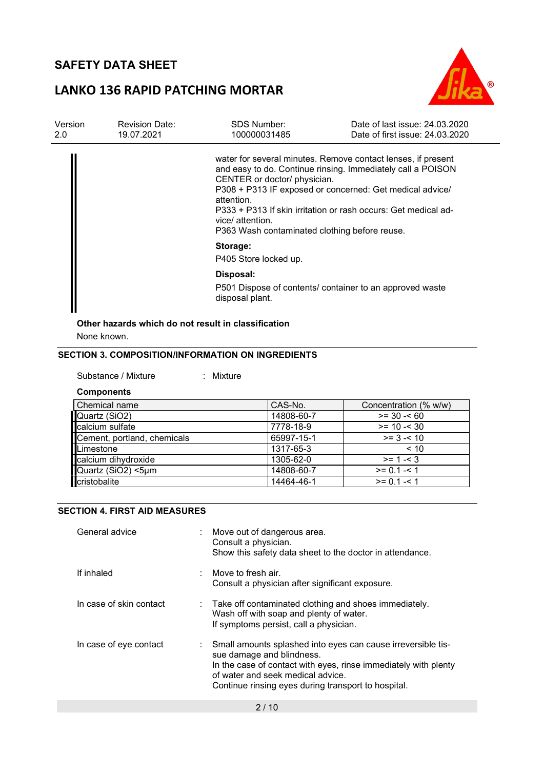water for several minutes. Remove contact lenses, if present and easy to do. Continue rinsing. Immediately call a POISON CENTER or doctor/ physician.
P308 + P313 IF exposed or concerned: Get medical advice/ attention.
P333 + P313 If skin irritation or rash occurs: Get medical advice/ attention.
P363 Wash contaminated clothing before reuse.

**Storage:**

P405 Store locked up.

**Disposal:**

P501 Dispose of contents/ container to an approved waste disposal plant.

**Other hazards which do not result in classification**

None known.

## SECTION 3. COMPOSITION/INFORMATION ON INGREDIENTS

Substance / Mixture : Mixture

**Components**

| Chemical name | CAS-No. | Concentration (% w/w) |
|---|---|---|
| Quartz ($SiO_2$) | 14808-60-7 | >= 30 -< 60 |
| calcium sulfate | 7778-18-9 | >= 10 -< 30 |
| Cement, portland, chemicals | 65997-15-1 | >= 3 -< 10 |
| Limestone | 1317-65-3 | < 10 |
| calcium dihydroxide | 1305-62-0 | >= 1 -< 3 |
| Quartz ($SiO_2$) <5µm | 14808-60-7 | >= 0.1 -< 1 |
| cristobalite | 14464-46-1 | >= 0.1 -< 1 |

## SECTION 4. FIRST AID MEASURES

General advice : Move out of dangerous area.
Consult a physician.
Show this safety data sheet to the doctor in attendance.

If inhaled : Move to fresh air.
Consult a physician after significant exposure.

In case of skin contact : Take off contaminated clothing and shoes immediately.
Wash off with soap and plenty of water.
If symptoms persist, call a physician.

In case of eye contact : Small amounts splashed into eyes can cause irreversible tissue damage and blindness.
In the case of contact with eyes, rinse immediately with plenty of water and seek medical advice.
Continue rinsing eyes during transport to hospital.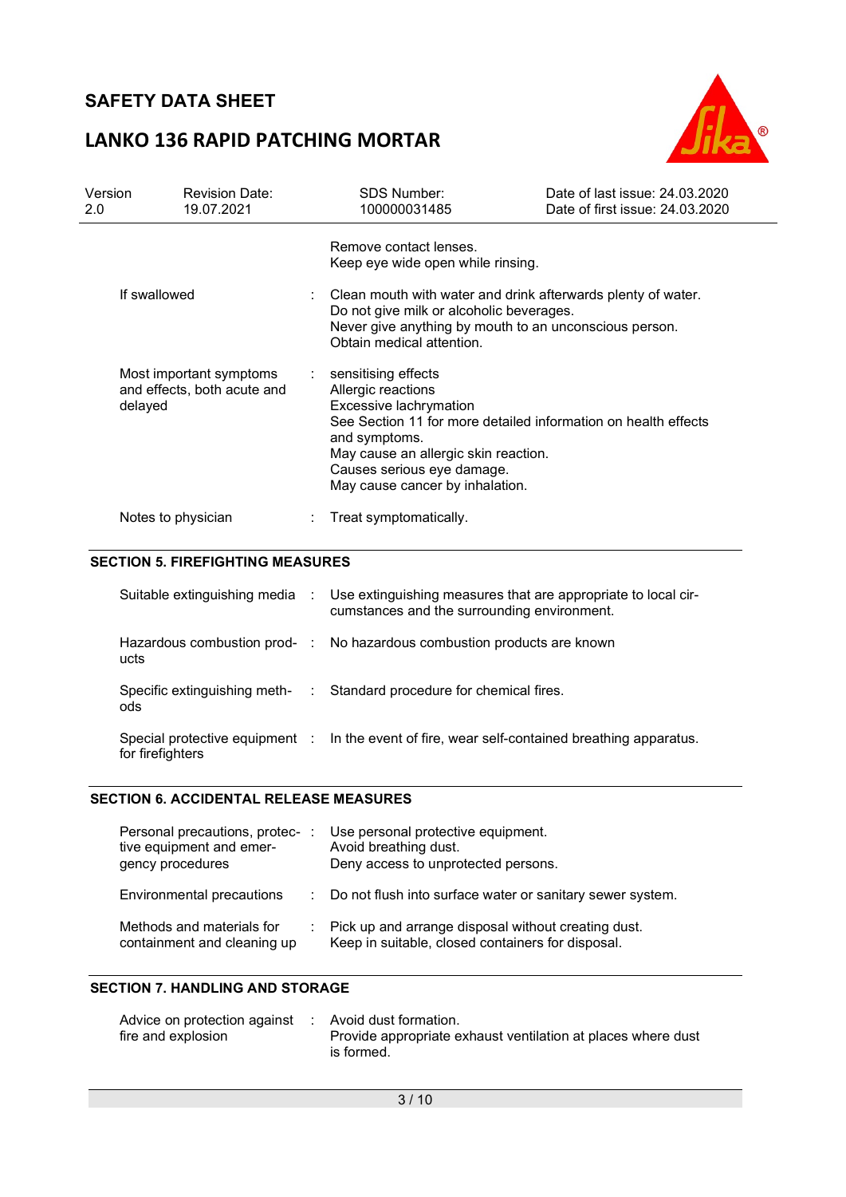| | | |
|---|---|---|
| | | Remove contact lenses.<br>Keep eye wide open while rinsing. |
| If swallowed | : | Clean mouth with water and drink afterwards plenty of water.<br>Do not give milk or alcoholic beverages.<br>Never give anything by mouth to an unconscious person.<br>Obtain medical attention. |
| Most important symptoms and effects, both acute and delayed | : | sensitising effects<br>Allergic reactions<br>Excessive lachrymation<br>See Section 11 for more detailed information on health effects and symptoms.<br>May cause an allergic skin reaction.<br>Causes serious eye damage.<br>May cause cancer by inhalation. |
| Notes to physician | : | Treat symptomatically. |

## SECTION 5. FIREFIGHTING MEASURES

| | | |
|---|---|---|
| Suitable extinguishing media | : | Use extinguishing measures that are appropriate to local circumstances and the surrounding environment. |
| Hazardous combustion products | : | No hazardous combustion products are known |
| Specific extinguishing methods | : | Standard procedure for chemical fires. |
| Special protective equipment for firefighters | : | In the event of fire, wear self-contained breathing apparatus. |

## SECTION 6. ACCIDENTAL RELEASE MEASURES

| | | |
|---|---|---|
| Personal precautions, protective equipment and emergency procedures | : | Use personal protective equipment.<br>Avoid breathing dust.<br>Deny access to unprotected persons. |
| Environmental precautions | : | Do not flush into surface water or sanitary sewer system. |
| Methods and materials for containment and cleaning up | : | Pick up and arrange disposal without creating dust.<br>Keep in suitable, closed containers for disposal. |

## SECTION 7. HANDLING AND STORAGE

| | | |
|---|---|---|
| Advice on protection against fire and explosion | : | Avoid dust formation.<br>Provide appropriate exhaust ventilation at places where dust is formed. |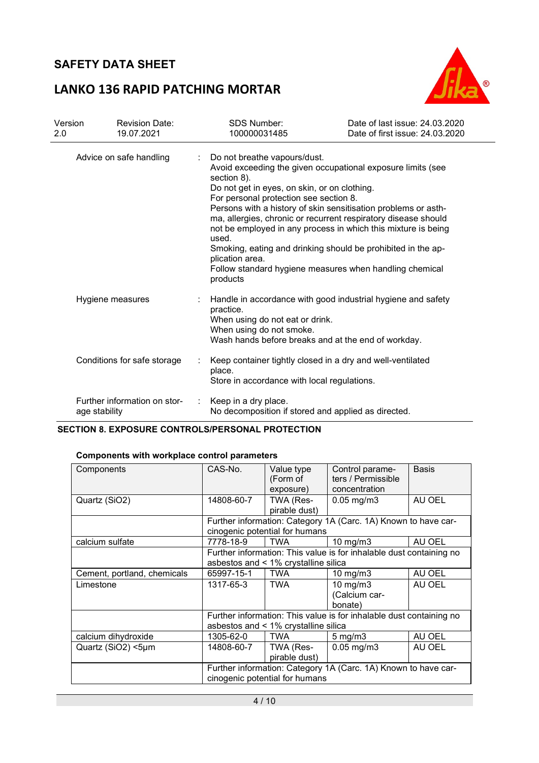| | | |
|---|---|---|
| Advice on safe handling | : | Do not breathe vapours/dust.<br>Avoid exceeding the given occupational exposure limits (see section 8).<br>Do not get in eyes, on skin, or on clothing.<br>For personal protection see section 8.<br>Persons with a history of skin sensitisation problems or asthma, allergies, chronic or recurrent respiratory disease should not be employed in any process in which this mixture is being used.<br>Smoking, eating and drinking should be prohibited in the application area.<br>Follow standard hygiene measures when handling chemical products |
| Hygiene measures | : | Handle in accordance with good industrial hygiene and safety practice.<br>When using do not eat or drink.<br>When using do not smoke.<br>Wash hands before breaks and at the end of workday. |
| Conditions for safe storage | : | Keep container tightly closed in a dry and well-ventilated place.<br>Store in accordance with local regulations. |
| Further information on storage stability | : | Keep in a dry place.<br>No decomposition if stored and applied as directed. |

## SECTION 8. EXPOSURE CONTROLS/PERSONAL PROTECTION

**Components with workplace control parameters**

| Components | CAS-No. | Value type (Form of exposure) | Control parameters / Permissible concentration | Basis |
|---|---|---|---|---|
| Quartz ($SiO_2$) | 14808-60-7 | TWA (Respirable dust) | 0.05 mg/m3 | AU OEL |
| | Further information: Category 1A (Carc. 1A) Known to have carcinogenic potential for humans | | | |
| calcium sulfate | 7778-18-9 | TWA | 10 mg/m3 | AU OEL |
| | Further information: This value is for inhalable dust containing no asbestos and < 1% crystalline silica | | | |
| Cement, portland, chemicals | 65997-15-1 | TWA | 10 mg/m3 | AU OEL |
| Limestone | 1317-65-3 | TWA | 10 mg/m3 (Calcium carbonate) | AU OEL |
| | Further information: This value is for inhalable dust containing no asbestos and < 1% crystalline silica | | | |
| calcium dihydroxide | 1305-62-0 | TWA | 5 mg/m3 | AU OEL |
| Quartz ($SiO_2$) <5µm | 14808-60-7 | TWA (Respirable dust) | 0.05 mg/m3 | AU OEL |
| | Further information: Category 1A (Carc. 1A) Known to have carcinogenic potential for humans | | | |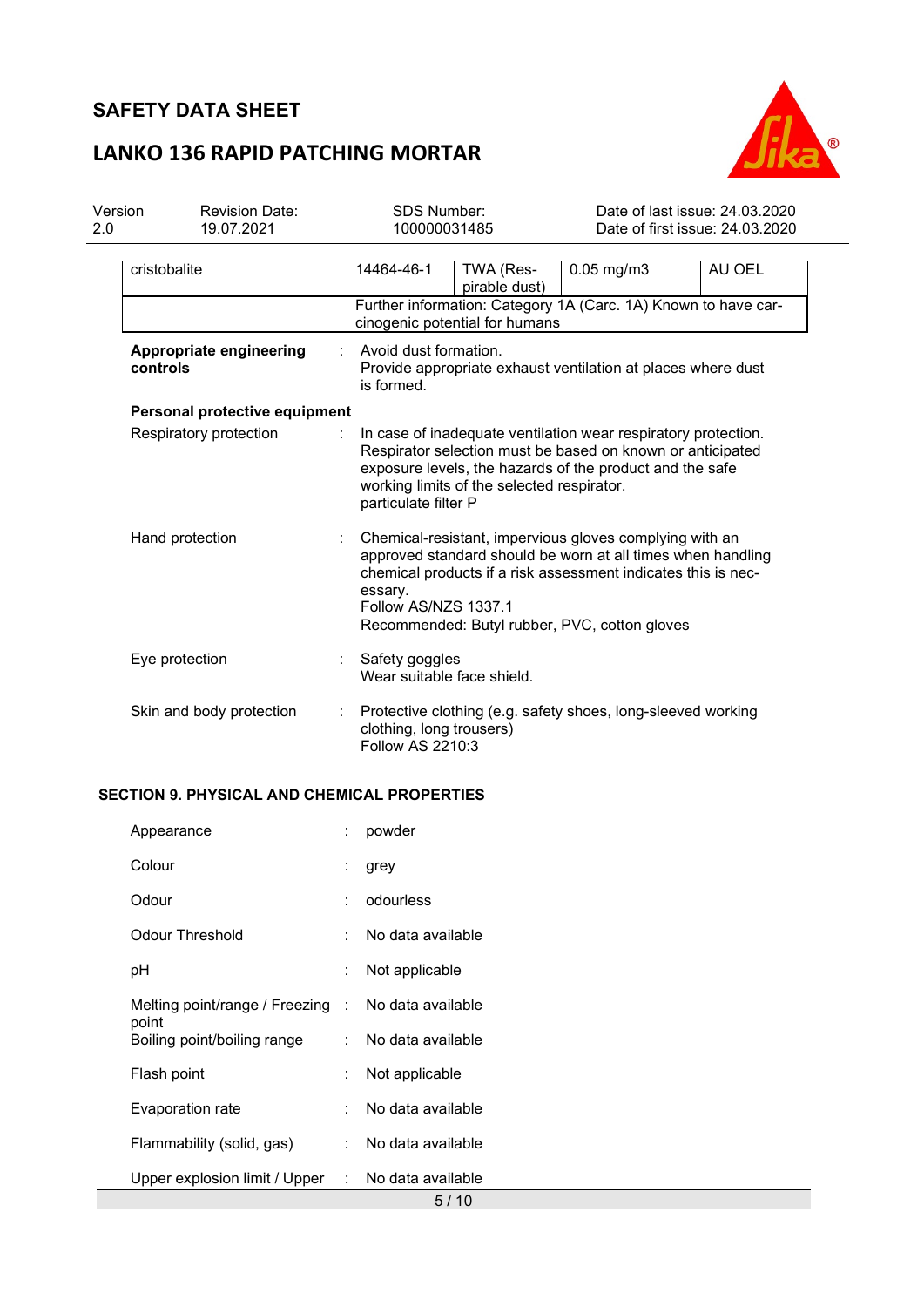| cristobalite | 14464-46-1 | TWA (Respirable dust) | 0.05 mg/m3 | AU OEL |
|---|---|---|---|---|
| | Further information: Category 1A (Carc. 1A) Known to have carcinogenic potential for humans | | | |

**Appropriate engineering controls** : Avoid dust formation.
Provide appropriate exhaust ventilation at places where dust is formed.

**Personal protective equipment**

Respiratory protection : In case of inadequate ventilation wear respiratory protection.
Respirator selection must be based on known or anticipated exposure levels, the hazards of the product and the safe working limits of the selected respirator.
particulate filter P

Hand protection : Chemical-resistant, impervious gloves complying with an approved standard should be worn at all times when handling chemical products if a risk assessment indicates this is necessary.
Follow AS/NZS 1337.1
Recommended: Butyl rubber, PVC, cotton gloves

Eye protection : Safety goggles
Wear suitable face shield.

Skin and body protection : Protective clothing (e.g. safety shoes, long-sleeved working clothing, long trousers)
Follow AS 2210:3

## SECTION 9. PHYSICAL AND CHEMICAL PROPERTIES

Appearance : powder

Colour : grey

Odour : odourless

Odour Threshold : No data available

pH : Not applicable

Melting point/range / Freezing point : No data available

Boiling point/boiling range : No data available

Flash point : Not applicable

Evaporation rate : No data available

Flammability (solid, gas) : No data available

Upper explosion limit / Upper : No data available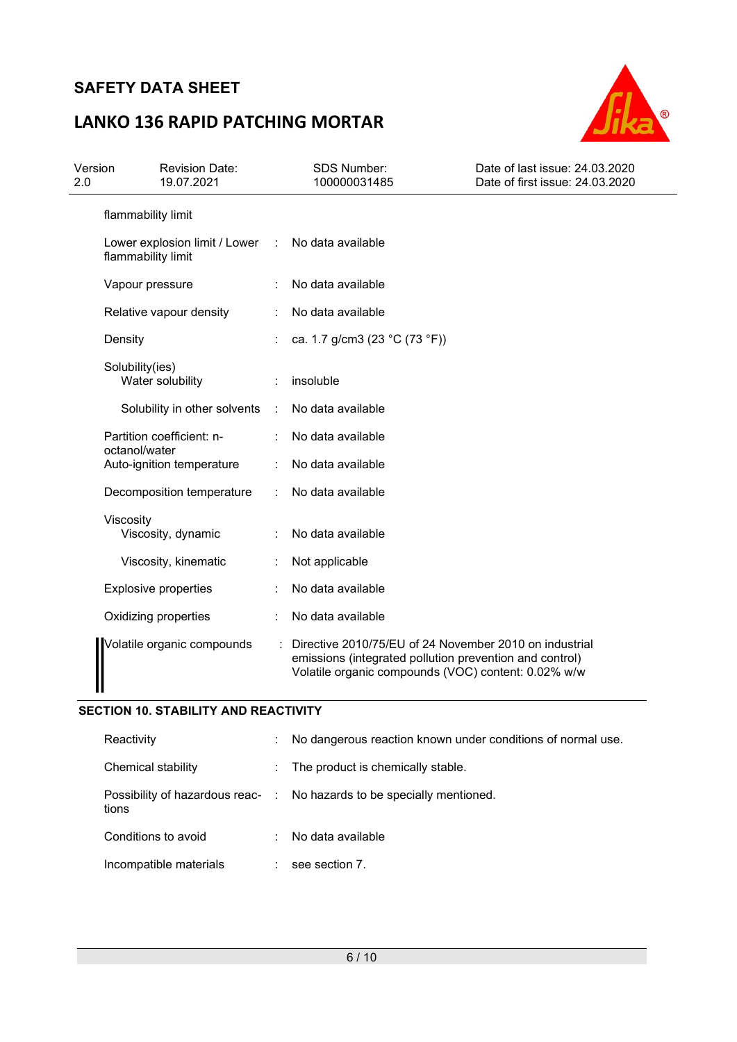| | | |
|---|---|---|
| flammability limit | | |
| Lower explosion limit / Lower flammability limit | : | No data available |
| Vapour pressure | : | No data available |
| Relative vapour density | : | No data available |
| Density | : | ca. 1.7 g/cm3 (23 °C (73 °F)) |
| Solubility(ies) Water solubility | : | insoluble |
| Solubility in other solvents | : | No data available |
| Partition coefficient: n-octanol/water | : | No data available |
| Auto-ignition temperature | : | No data available |
| Decomposition temperature | : | No data available |
| Viscosity Viscosity, dynamic | : | No data available |
| Viscosity, kinematic | : | Not applicable |
| Explosive properties | : | No data available |
| Oxidizing properties | : | No data available |
| Volatile organic compounds | : | Directive 2010/75/EU of 24 November 2010 on industrial emissions (integrated pollution prevention and control) Volatile organic compounds (VOC) content: 0.02% w/w |

## SECTION 10. STABILITY AND REACTIVITY

| | | |
|---|---|---|
| Reactivity | : | No dangerous reaction known under conditions of normal use. |
| Chemical stability | : | The product is chemically stable. |
| Possibility of hazardous reactions | : | No hazards to be specially mentioned. |
| Conditions to avoid | : | No data available |
| Incompatible materials | : | see section 7. |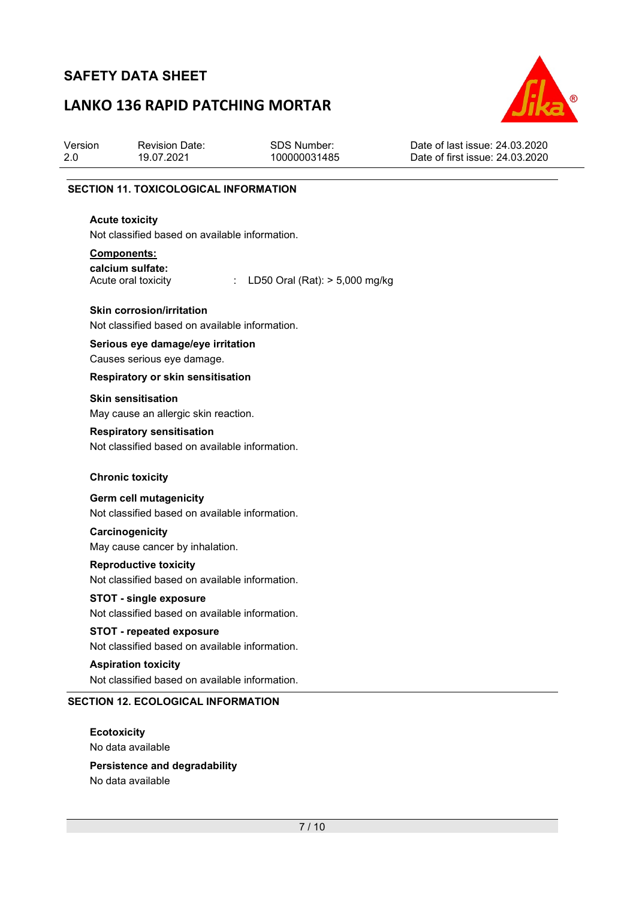## SECTION 11. TOXICOLOGICAL INFORMATION

**Acute toxicity**

Not classified based on available information.

**Components:**

**calcium sulfate:**

Acute oral toxicity : LD50 Oral (Rat): > 5,000 mg/kg

**Skin corrosion/irritation**

Not classified based on available information.

**Serious eye damage/eye irritation**

Causes serious eye damage.

**Respiratory or skin sensitisation**

**Skin sensitisation**

May cause an allergic skin reaction.

**Respiratory sensitisation**

Not classified based on available information.

**Chronic toxicity**

**Germ cell mutagenicity**

Not classified based on available information.

**Carcinogenicity**

May cause cancer by inhalation.

**Reproductive toxicity**

Not classified based on available information.

**STOT - single exposure**

Not classified based on available information.

**STOT - repeated exposure**

Not classified based on available information.

**Aspiration toxicity**

Not classified based on available information.

## SECTION 12. ECOLOGICAL INFORMATION

**Ecotoxicity**

No data available

**Persistence and degradability**

No data available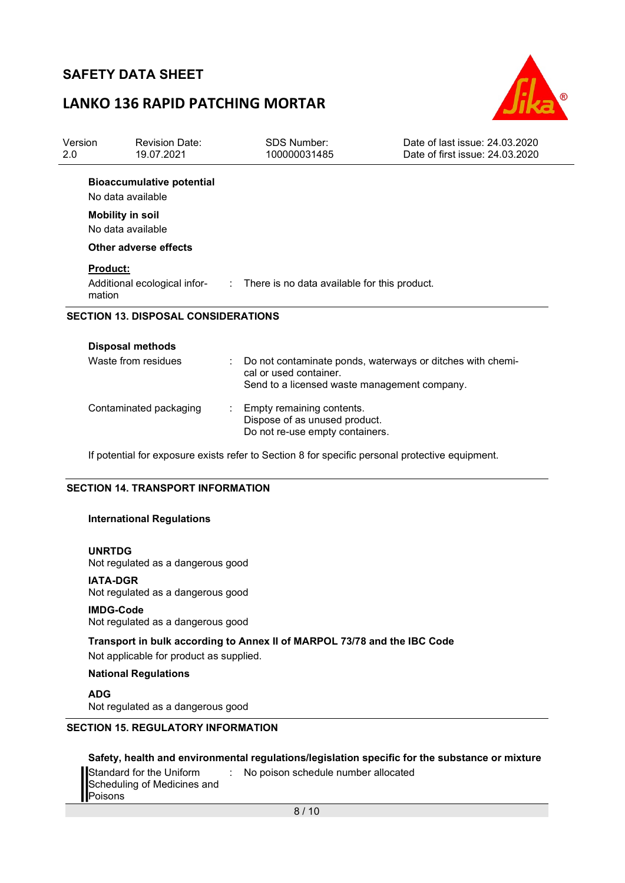**Bioaccumulative potential**

No data available

**Mobility in soil**

No data available

**Other adverse effects**

**Product:**

Additional ecological information : There is no data available for this product.

## SECTION 13. DISPOSAL CONSIDERATIONS

**Disposal methods**

| | | |
|---|---|---|
| Waste from residues | : | Do not contaminate ponds, waterways or ditches with chemical or used container.<br>Send to a licensed waste management company. |
| Contaminated packaging | : | Empty remaining contents.<br>Dispose of as unused product.<br>Do not re-use empty containers. |

If potential for exposure exists refer to Section 8 for specific personal protective equipment.

## SECTION 14. TRANSPORT INFORMATION

**International Regulations**

**UNRTDG**

Not regulated as a dangerous good

**IATA-DGR**

Not regulated as a dangerous good

**IMDG-Code**

Not regulated as a dangerous good

**Transport in bulk according to Annex II of MARPOL 73/78 and the IBC Code**

Not applicable for product as supplied.

**National Regulations**

**ADG**

Not regulated as a dangerous good

## SECTION 15. REGULATORY INFORMATION

**Safety, health and environmental regulations/legislation specific for the substance or mixture**

Standard for the Uniform Scheduling of Medicines and Poisons : No poison schedule number allocated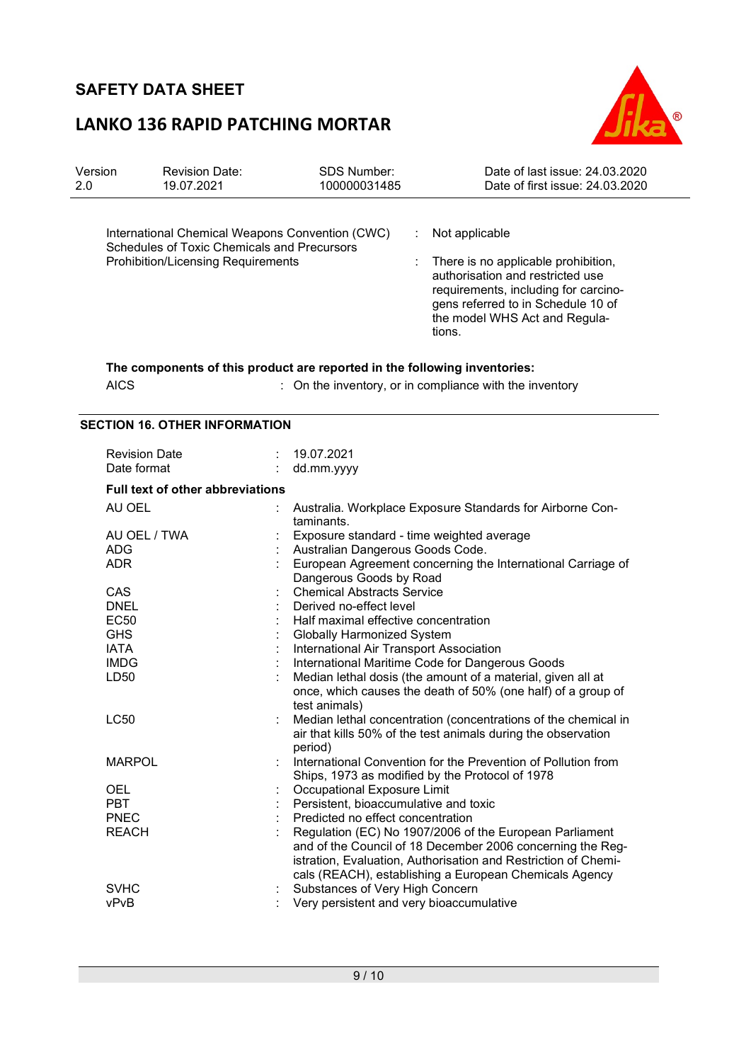| | | |
|---|---|---|
| International Chemical Weapons Convention (CWC) Schedules of Toxic Chemicals and Precursors | : | Not applicable |
| Prohibition/Licensing Requirements | : | There is no applicable prohibition, authorisation and restricted use requirements, including for carcinogens referred to in Schedule 10 of the model WHS Act and Regulations. |

**The components of this product are reported in the following inventories:**

| | | |
|---|---|---|
| AICS | : | On the inventory, or in compliance with the inventory |

## SECTION 16. OTHER INFORMATION

| | | |
|---|---|---|
| Revision Date | : | 19.07.2021 |
| Date format | : | dd.mm.yyyy |

**Full text of other abbreviations**

| | | |
|---|---|---|
| AU OEL | : | Australia. Workplace Exposure Standards for Airborne Contaminants. |
| AU OEL / TWA | : | Exposure standard - time weighted average |
| ADG | : | Australian Dangerous Goods Code. |
| ADR | : | European Agreement concerning the International Carriage of Dangerous Goods by Road |
| CAS | : | Chemical Abstracts Service |
| DNEL | : | Derived no-effect level |
| EC50 | : | Half maximal effective concentration |
| GHS | : | Globally Harmonized System |
| IATA | : | International Air Transport Association |
| IMDG | : | International Maritime Code for Dangerous Goods |
| LD50 | : | Median lethal dosis (the amount of a material, given all at once, which causes the death of 50% (one half) of a group of test animals) |
| LC50 | : | Median lethal concentration (concentrations of the chemical in air that kills 50% of the test animals during the observation period) |
| MARPOL | : | International Convention for the Prevention of Pollution from Ships, 1973 as modified by the Protocol of 1978 |
| OEL | : | Occupational Exposure Limit |
| PBT | : | Persistent, bioaccumulative and toxic |
| PNEC | : | Predicted no effect concentration |
| REACH | : | Regulation (EC) No 1907/2006 of the European Parliament and of the Council of 18 December 2006 concerning the Registration, Evaluation, Authorisation and Restriction of Chemicals (REACH), establishing a European Chemicals Agency |
| SVHC | : | Substances of Very High Concern |
| vPvB | : | Very persistent and very bioaccumulative |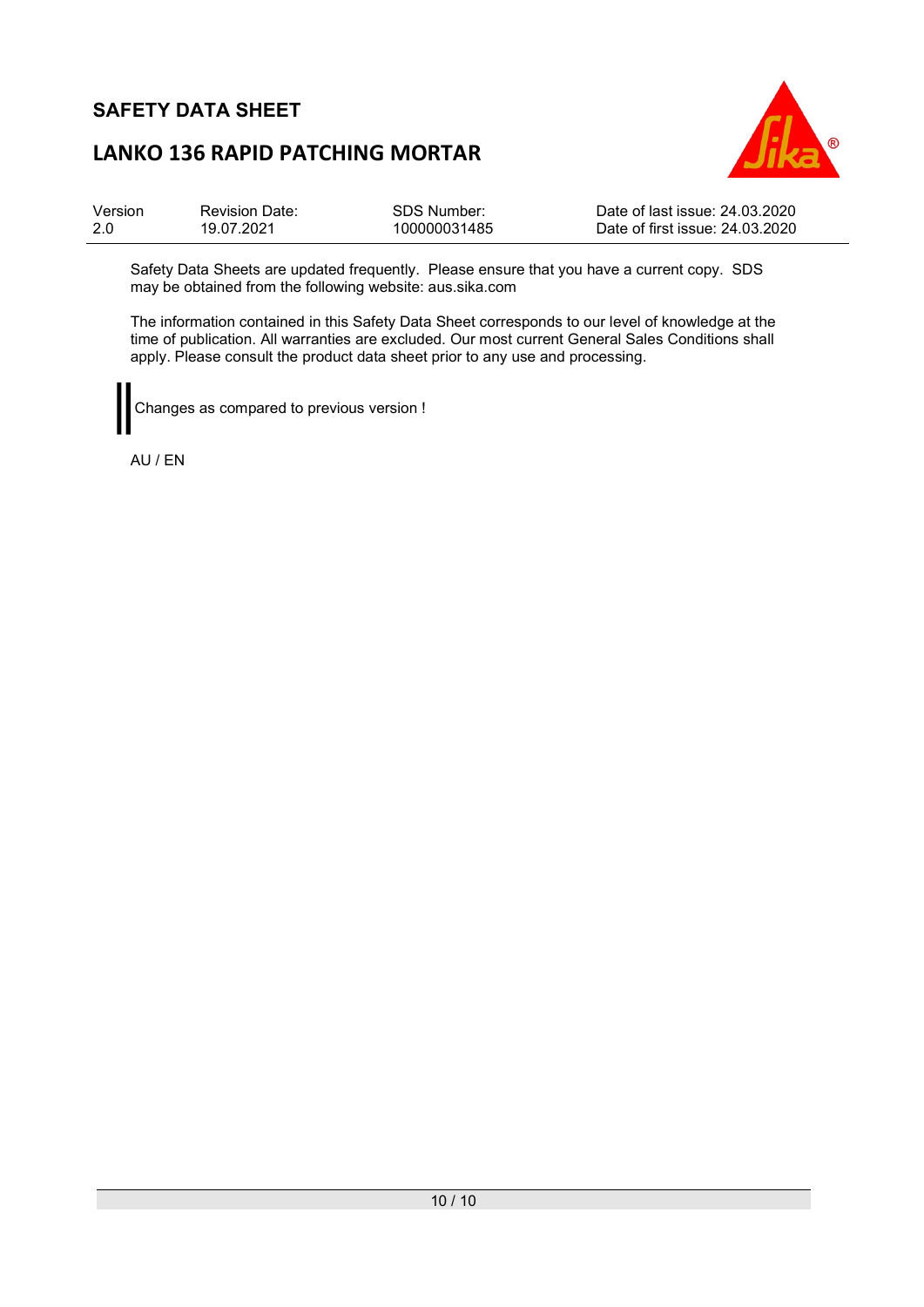Safety Data Sheets are updated frequently. Please ensure that you have a current copy. SDS may be obtained from the following website: aus.sika.com

The information contained in this Safety Data Sheet corresponds to our level of knowledge at the time of publication. All warranties are excluded. Our most current General Sales Conditions shall apply. Please consult the product data sheet prior to any use and processing.

Changes as compared to previous version !

AU / EN